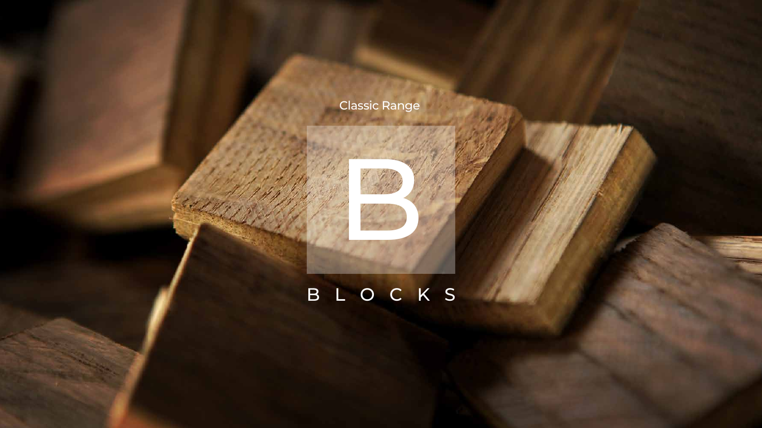Classic Range

# B

# BLOCKS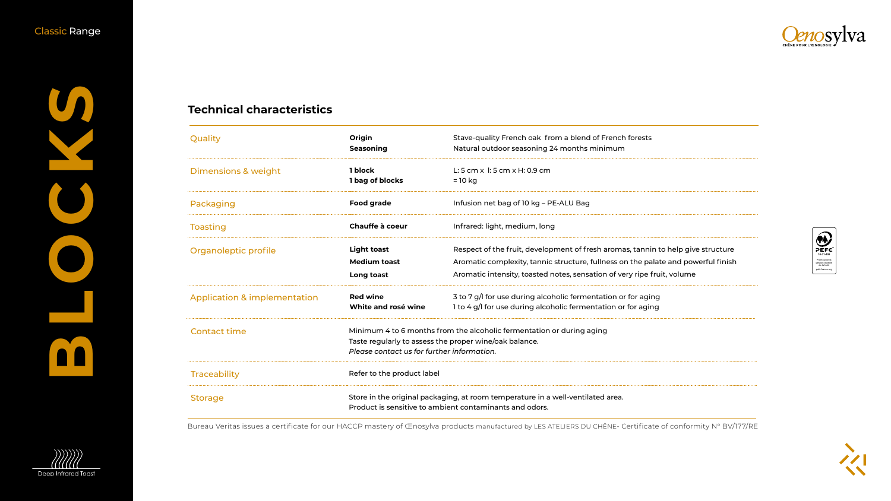Classic Range

# BLOCKS

## Technical characteristics

| | | |
|---|---|---|
| Quality | **Origin** | Stave-quality French oak from a blend of French forests |
| | **Seasoning** | Natural outdoor seasoning 24 months minimum |
| Dimensions & weight | **1 block** | L: 5 cm x l: 5 cm x H: 0.9 cm |
| | **1 bag of blocks** | = 10 kg |
| Packaging | **Food grade** | Infusion net bag of 10 kg – PE-ALU Bag |
| Toasting | **Chauffe à coeur** | Infrared: light, medium, long |
| Organoleptic profile | **Light toast** | Respect of the fruit, development of fresh aromas, tannin to help give structure |
| | **Medium toast** | Aromatic complexity, tannic structure, fullness on the palate and powerful finish |
| | **Long toast** | Aromatic intensity, toasted notes, sensation of very ripe fruit, volume |
| Application & implementation | **Red wine** | 3 to 7 g/l for use during alcoholic fermentation or for aging |
| | **White and rosé wine** | 1 to 4 g/l for use during alcoholic fermentation or for aging |
| Contact time | Minimum 4 to 6 months from the alcoholic fermentation or during aging<br>Taste regularly to assess the proper wine/oak balance.<br>*Please contact us for further information.* | |
| Traceability | Refer to the product label | |
| Storage | Store in the original packaging, at room temperature in a well-ventilated area.<br>Product is sensitive to ambient contaminants and odors. | |

Bureau Veritas issues a certificate for our HACCP mastery of Œnosylva products manufactured by LES ATELIERS DU CHÊNE- Certificate of conformity N° BV/177/RE

Deep Infrared Toast